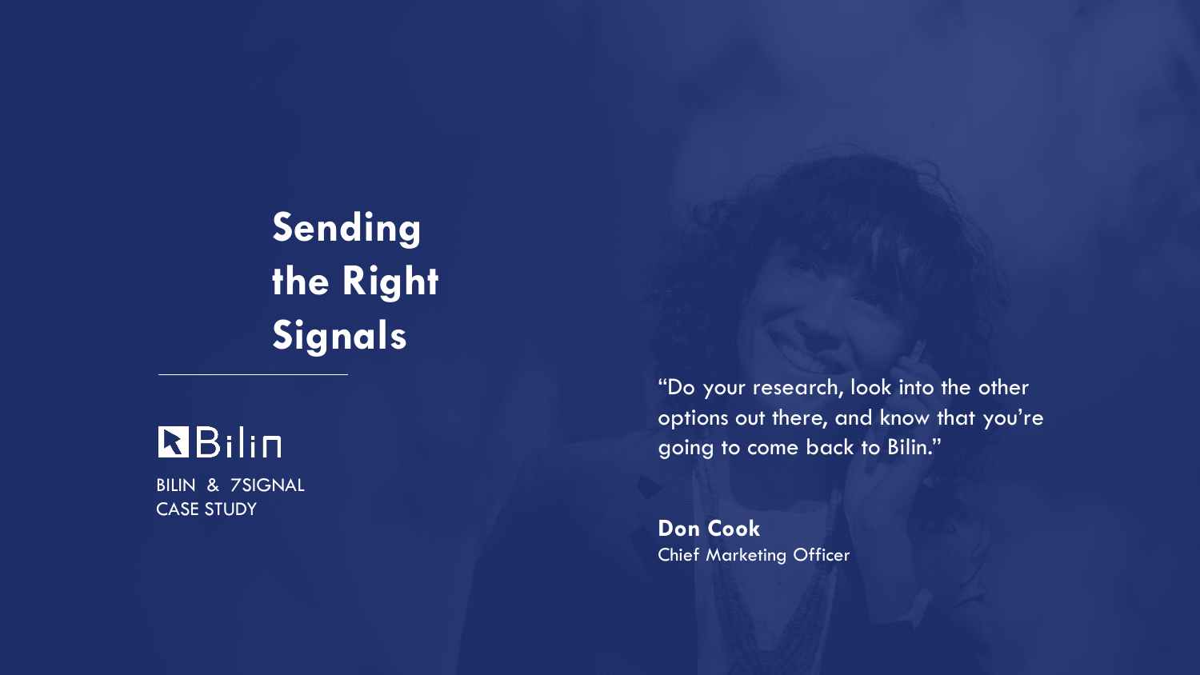# Sending the Right Signals

Bilin

BILIN & 7SIGNAL
CASE STUDY

"Do your research, look into the other options out there, and know that you're going to come back to Bilin."

**Don Cook**
Chief Marketing Officer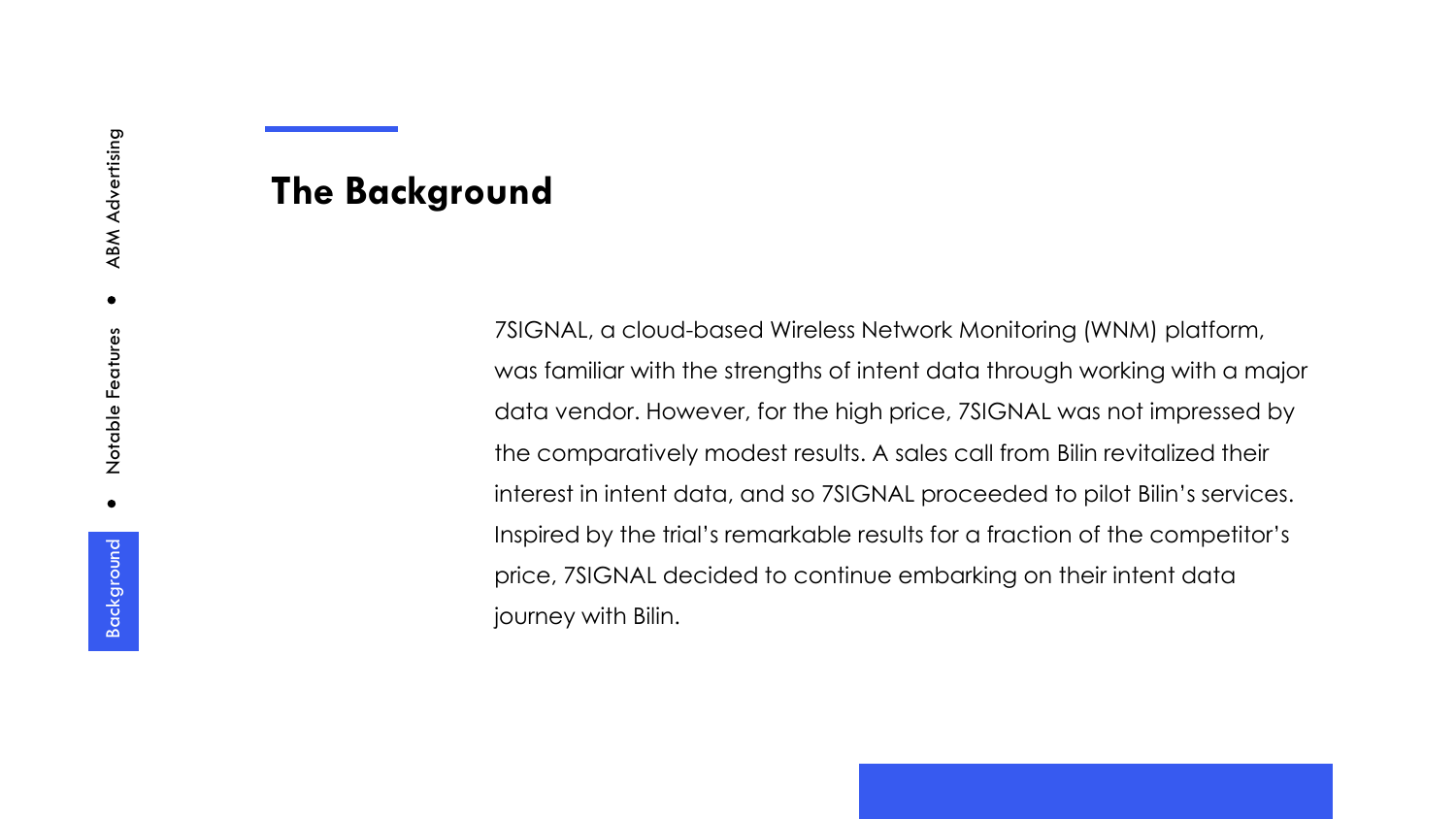## The Background

7SIGNAL, a cloud-based Wireless Network Monitoring (WNM) platform, was familiar with the strengths of intent data through working with a major data vendor. However, for the high price, 7SIGNAL was not impressed by the comparatively modest results. A sales call from Bilin revitalized their interest in intent data, and so 7SIGNAL proceeded to pilot Bilin's services. Inspired by the trial's remarkable results for a fraction of the competitor's price, 7SIGNAL decided to continue embarking on their intent data journey with Bilin.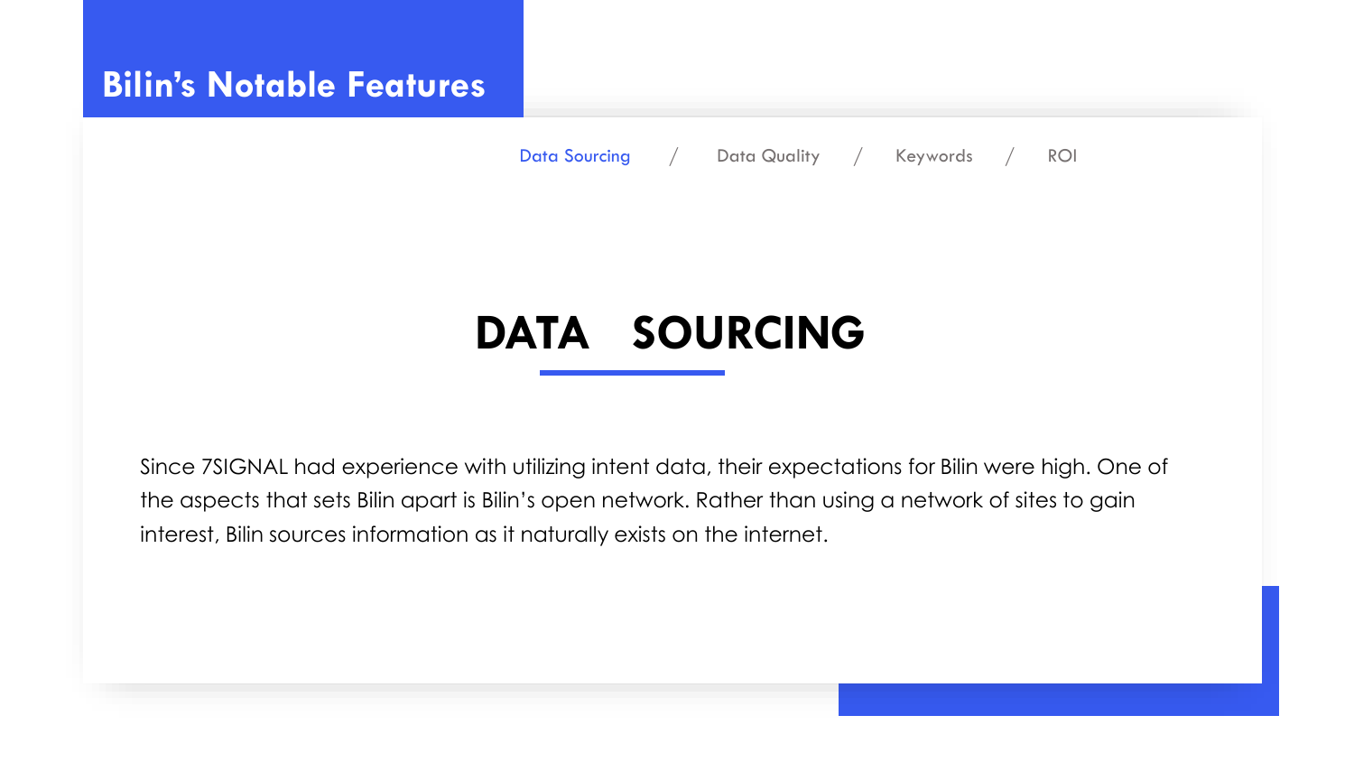## Bilin's Notable Features

Data Sourcing / Data Quality / Keywords / ROI

# DATA SOURCING

Since 7SIGNAL had experience with utilizing intent data, their expectations for Bilin were high. One of the aspects that sets Bilin apart is Bilin's open network. Rather than using a network of sites to gain interest, Bilin sources information as it naturally exists on the internet.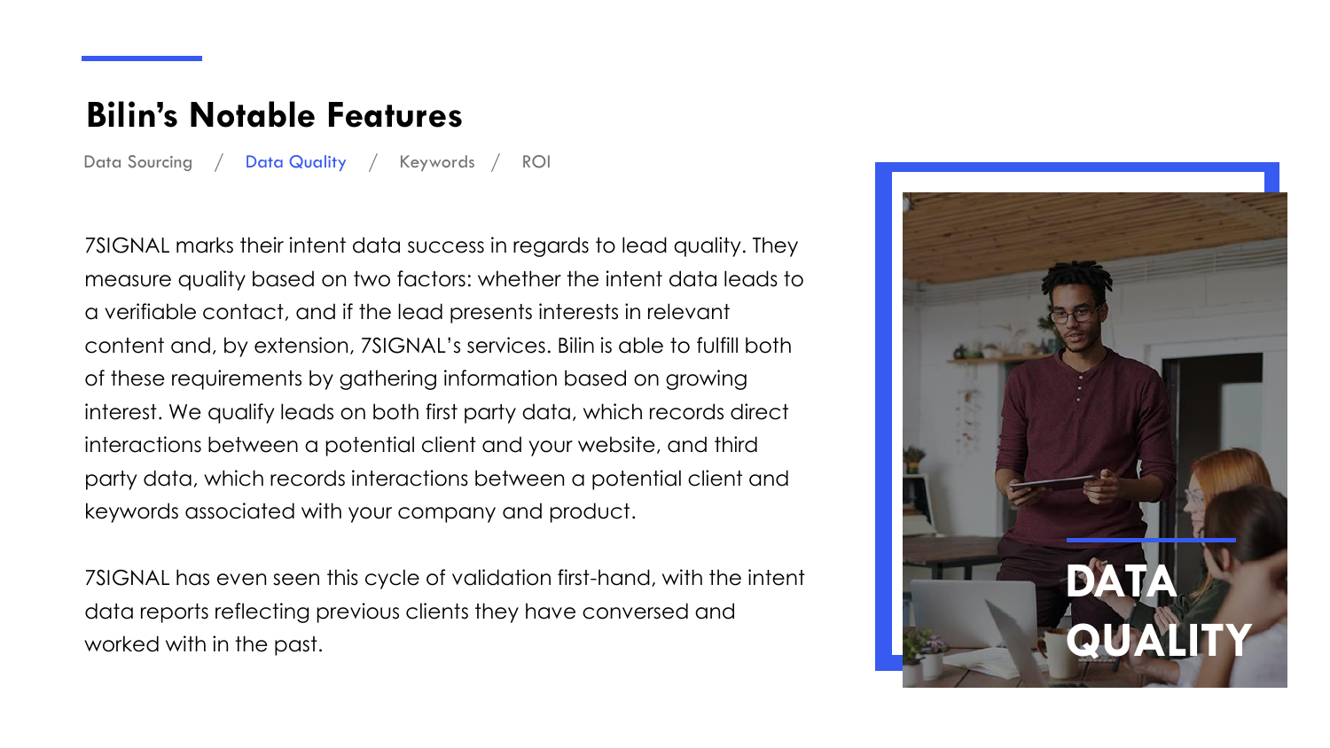## Bilin's Notable Features

Data Sourcing / **Data Quality** / Keywords / ROI

7SIGNAL marks their intent data success in regards to lead quality. They measure quality based on two factors: whether the intent data leads to a verifiable contact, and if the lead presents interests in relevant content and, by extension, 7SIGNAL's services. Bilin is able to fulfill both of these requirements by gathering information based on growing interest. We qualify leads on both first party data, which records direct interactions between a potential client and your website, and third party data, which records interactions between a potential client and keywords associated with your company and product.

7SIGNAL has even seen this cycle of validation first-hand, with the intent data reports reflecting previous clients they have conversed and worked with in the past.

DATA QUALITY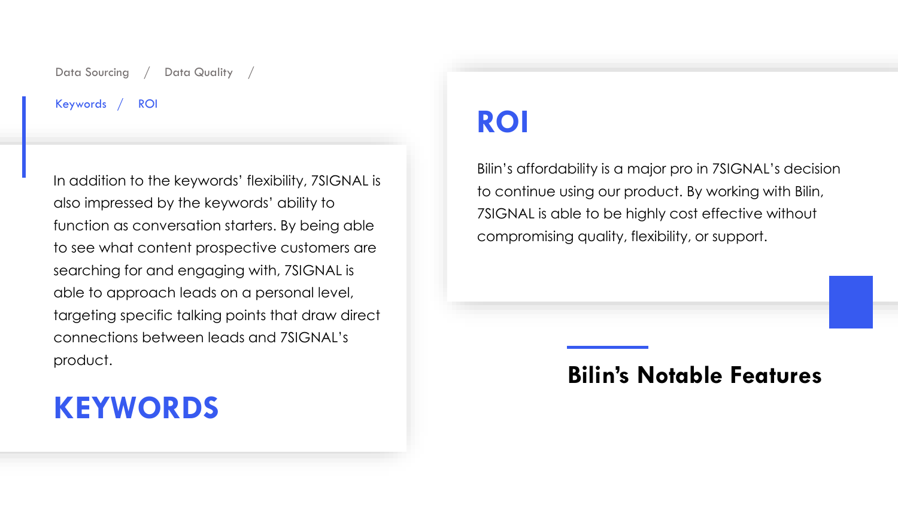Data Sourcing / Data Quality /

Keywords / ROI

In addition to the keywords' flexibility, 7SIGNAL is also impressed by the keywords' ability to function as conversation starters. By being able to see what content prospective customers are searching for and engaging with, 7SIGNAL is able to approach leads on a personal level, targeting specific talking points that draw direct connections between leads and 7SIGNAL's product.

## KEYWORDS

## ROI

Bilin's affordability is a major pro in 7SIGNAL's decision to continue using our product. By working with Bilin, 7SIGNAL is able to be highly cost effective without compromising quality, flexibility, or support.

## Bilin's Notable Features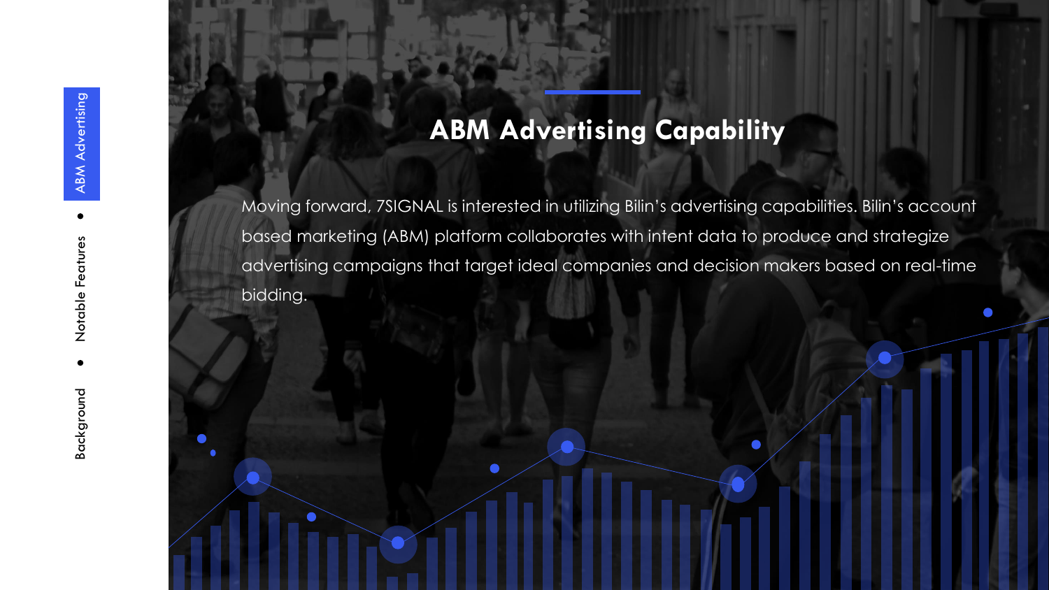Background • Notable Features • ABM Advertising

# ABM Advertising Capability

Moving forward, 7SIGNAL is interested in utilizing Bilin's advertising capabilities. Bilin's account based marketing (ABM) platform collaborates with intent data to produce and strategize advertising campaigns that target ideal companies and decision makers based on real-time bidding.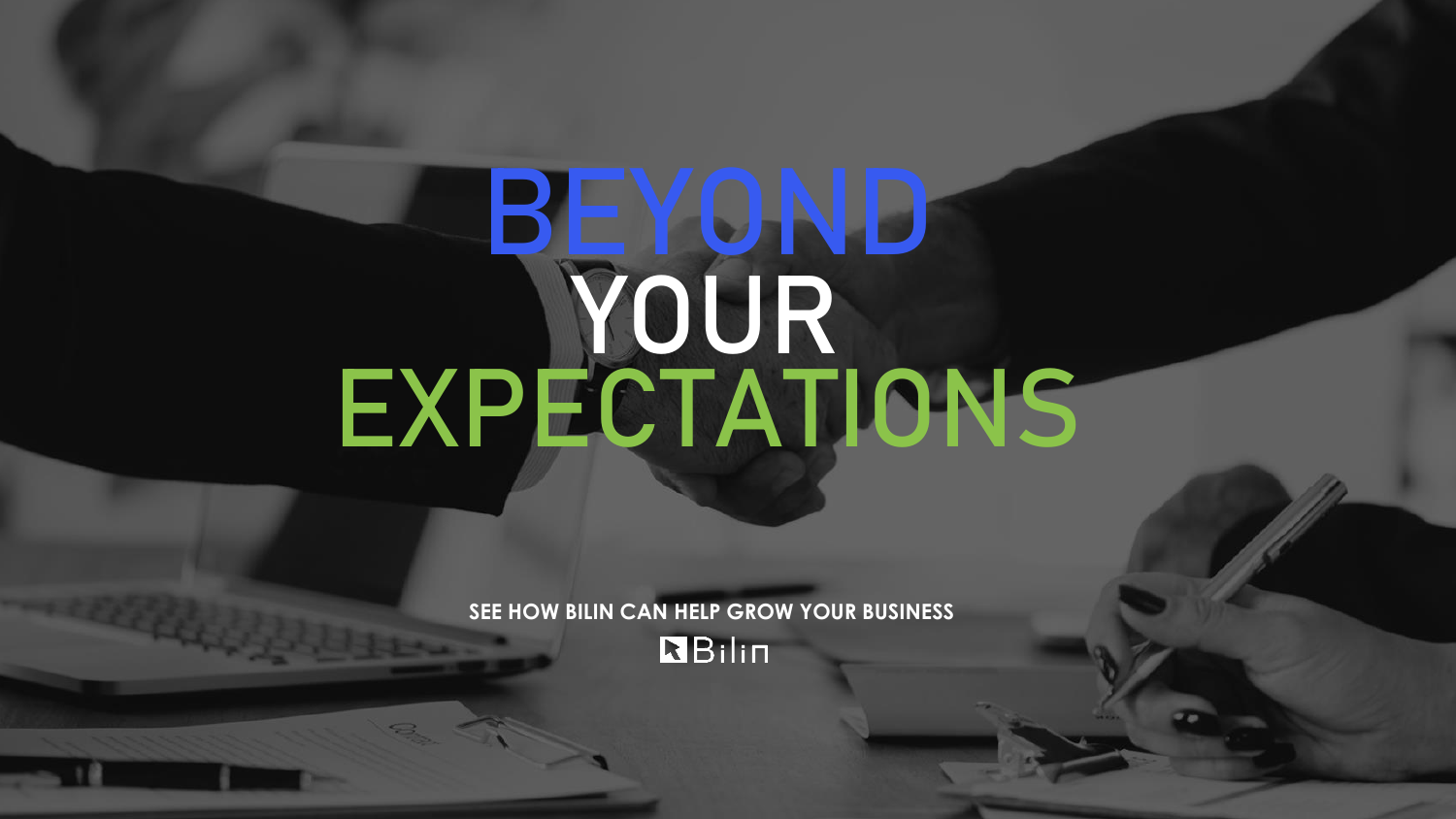# BEYOND YOUR EXPECTATIONS

**SEE HOW BILIN CAN HELP GROW YOUR BUSINESS**

Bilin